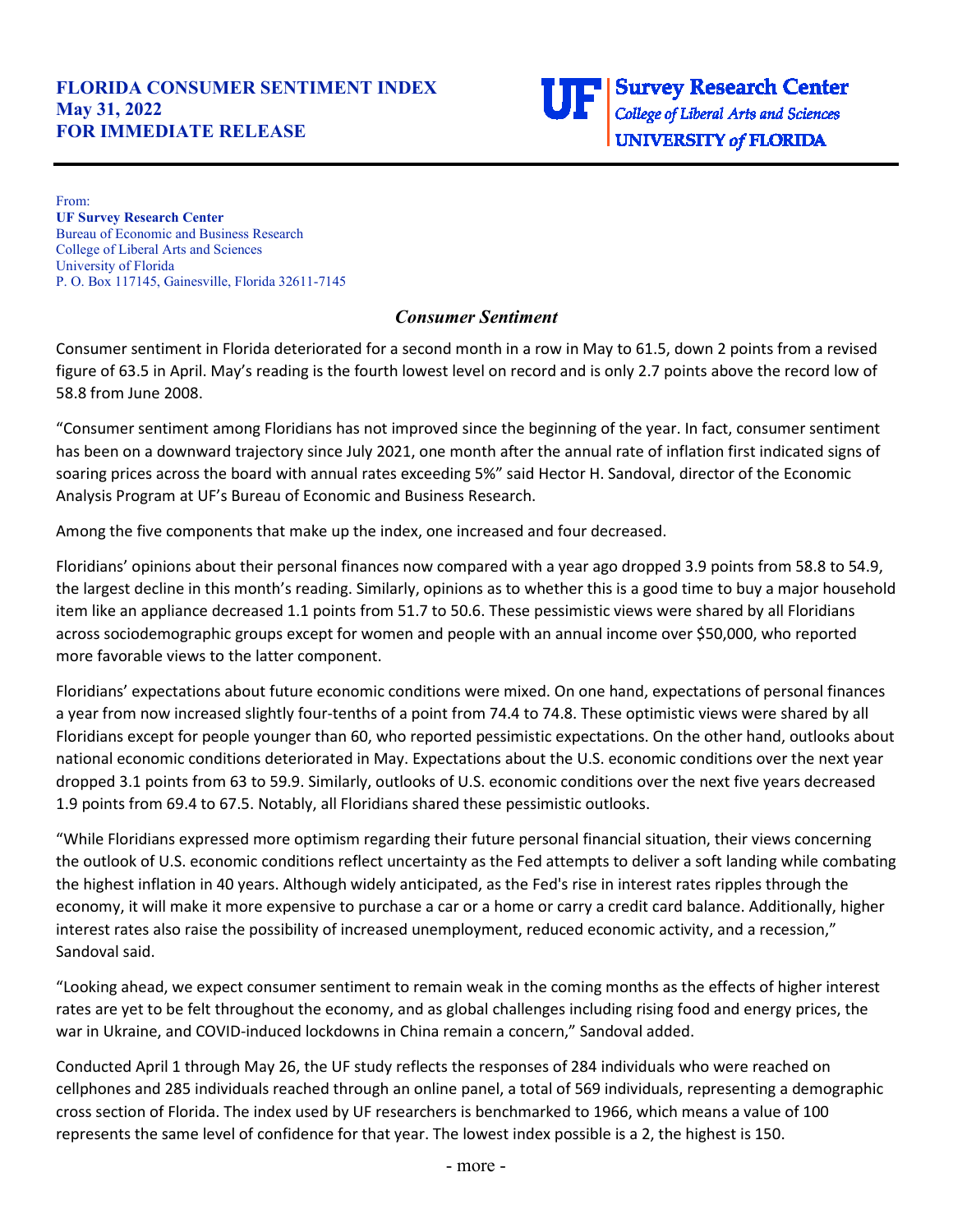**FLORIDA CONSUMER SENTIMENT INDEX**
**May 31, 2022**
**FOR IMMEDIATE RELEASE**

**Survey Research Center**
*College of Liberal Arts and Sciences*
**UNIVERSITY of FLORIDA**

From:
**UF Survey Research Center**
Bureau of Economic and Business Research
College of Liberal Arts and Sciences
University of Florida
P. O. Box 117145, Gainesville, Florida 32611-7145

## *Consumer Sentiment*

Consumer sentiment in Florida deteriorated for a second month in a row in May to 61.5, down 2 points from a revised figure of 63.5 in April. May's reading is the fourth lowest level on record and is only 2.7 points above the record low of 58.8 from June 2008.

"Consumer sentiment among Floridians has not improved since the beginning of the year. In fact, consumer sentiment has been on a downward trajectory since July 2021, one month after the annual rate of inflation first indicated signs of soaring prices across the board with annual rates exceeding 5%" said Hector H. Sandoval, director of the Economic Analysis Program at UF's Bureau of Economic and Business Research.

Among the five components that make up the index, one increased and four decreased.

Floridians' opinions about their personal finances now compared with a year ago dropped 3.9 points from 58.8 to 54.9, the largest decline in this month's reading. Similarly, opinions as to whether this is a good time to buy a major household item like an appliance decreased 1.1 points from 51.7 to 50.6. These pessimistic views were shared by all Floridians across sociodemographic groups except for women and people with an annual income over $50,000, who reported more favorable views to the latter component.

Floridians' expectations about future economic conditions were mixed. On one hand, expectations of personal finances a year from now increased slightly four-tenths of a point from 74.4 to 74.8. These optimistic views were shared by all Floridians except for people younger than 60, who reported pessimistic expectations. On the other hand, outlooks about national economic conditions deteriorated in May. Expectations about the U.S. economic conditions over the next year dropped 3.1 points from 63 to 59.9. Similarly, outlooks of U.S. economic conditions over the next five years decreased 1.9 points from 69.4 to 67.5. Notably, all Floridians shared these pessimistic outlooks.

"While Floridians expressed more optimism regarding their future personal financial situation, their views concerning the outlook of U.S. economic conditions reflect uncertainty as the Fed attempts to deliver a soft landing while combating the highest inflation in 40 years. Although widely anticipated, as the Fed's rise in interest rates ripples through the economy, it will make it more expensive to purchase a car or a home or carry a credit card balance. Additionally, higher interest rates also raise the possibility of increased unemployment, reduced economic activity, and a recession," Sandoval said.

"Looking ahead, we expect consumer sentiment to remain weak in the coming months as the effects of higher interest rates are yet to be felt throughout the economy, and as global challenges including rising food and energy prices, the war in Ukraine, and COVID-induced lockdowns in China remain a concern," Sandoval added.

Conducted April 1 through May 26, the UF study reflects the responses of 284 individuals who were reached on cellphones and 285 individuals reached through an online panel, a total of 569 individuals, representing a demographic cross section of Florida. The index used by UF researchers is benchmarked to 1966, which means a value of 100 represents the same level of confidence for that year. The lowest index possible is a 2, the highest is 150.

- more -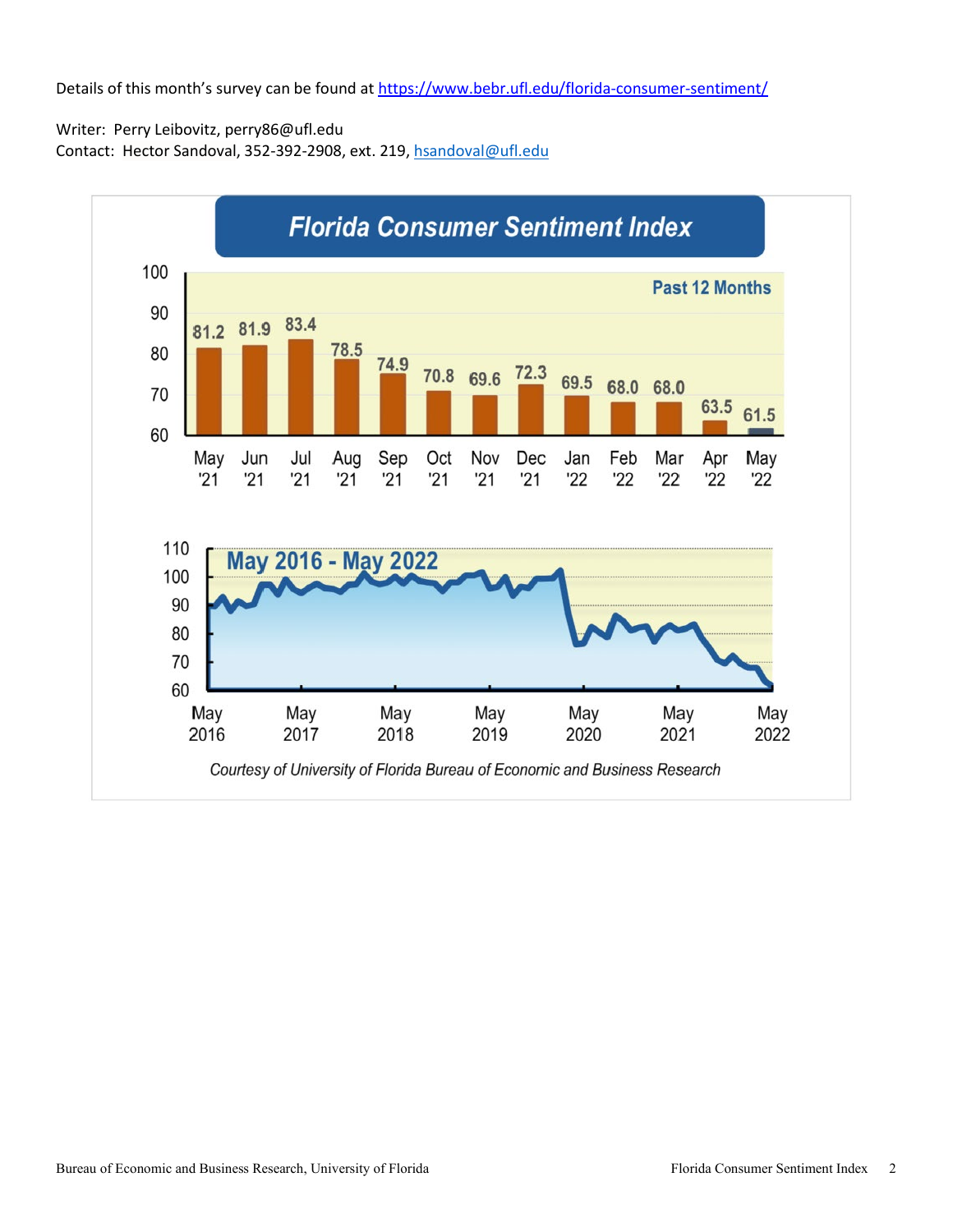Details of this month's survey can be found at [https://www.bebr.ufl.edu/florida-consumer-sentiment/](https://www.bebr.ufl.edu/florida-consumer-sentiment/)

Writer: Perry Leibovitz, perry86@ufl.edu
Contact: Hector Sandoval, 352-392-2908, ext. 219, [hsandoval@ufl.edu](mailto:hsandoval@ufl.edu)

**Florida Consumer Sentiment Index**

Past 12 Months

100
90
80
70
60

81.2 81.9 83.4 78.5 74.9 70.8 69.6 72.3 69.5 68.0 68.0 63.5 61.5

May '21 Jun '21 Jul '21 Aug '21 Sep '21 Oct '21 Nov '21 Dec '21 Jan '22 Feb '22 Mar '22 Apr '22 May '22

May 2016 - May 2022

110
100
90
80
70
60

May 2016 May 2017 May 2018 May 2019 May 2020 May 2021 May 2022

*Courtesy of University of Florida Bureau of Economic and Business Research*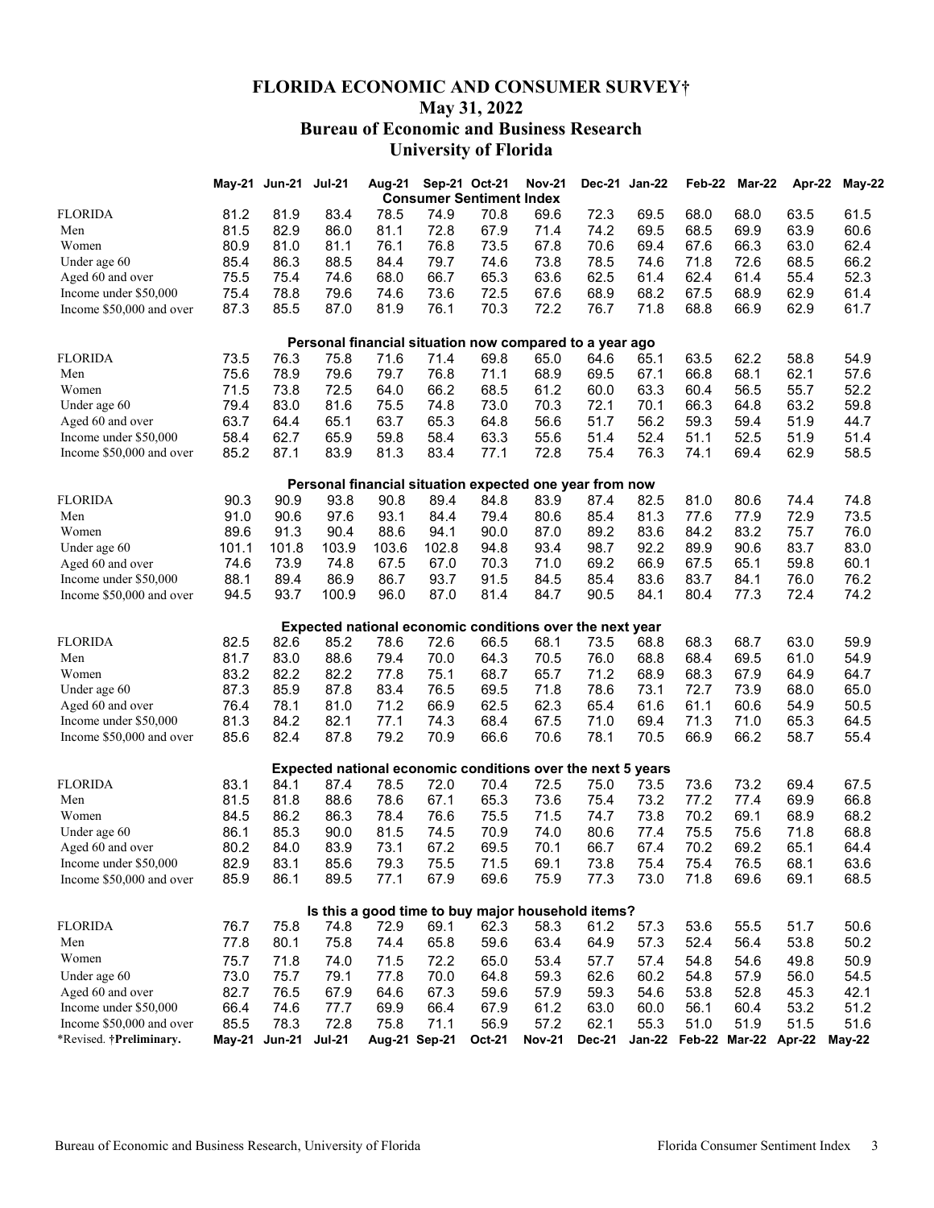# FLORIDA ECONOMIC AND CONSUMER SURVEY†

## May 31, 2022

## Bureau of Economic and Business Research

## University of Florida

| | May-21 | Jun-21 | Jul-21 | Aug-21 | Sep-21 | Oct-21 | Nov-21 | Dec-21 | Jan-22 | Feb-22 | Mar-22 | Apr-22 | May-22 |
|---|---|---|---|---|---|---|---|---|---|---|---|---|---|
| **Consumer Sentiment Index** | | | | | | | | | | | | | |
| FLORIDA | 81.2 | 81.9 | 83.4 | 78.5 | 74.9 | 70.8 | 69.6 | 72.3 | 69.5 | 68.0 | 68.0 | 63.5 | 61.5 |
| Men | 81.5 | 82.9 | 86.0 | 81.1 | 72.8 | 67.9 | 71.4 | 74.2 | 69.5 | 68.5 | 69.9 | 63.9 | 60.6 |
| Women | 80.9 | 81.0 | 81.1 | 76.1 | 76.8 | 73.5 | 67.8 | 70.6 | 69.4 | 67.6 | 66.3 | 63.0 | 62.4 |
| Under age 60 | 85.4 | 86.3 | 88.5 | 84.4 | 79.7 | 74.6 | 73.8 | 78.5 | 74.6 | 71.8 | 72.6 | 68.5 | 66.2 |
| Aged 60 and over | 75.5 | 75.4 | 74.6 | 68.0 | 66.7 | 65.3 | 63.6 | 62.5 | 61.4 | 62.4 | 61.4 | 55.4 | 52.3 |
| Income under $50,000 | 75.4 | 78.8 | 79.6 | 74.6 | 73.6 | 72.5 | 67.6 | 68.9 | 68.2 | 67.5 | 68.9 | 62.9 | 61.4 |
| Income $50,000 and over | 87.3 | 85.5 | 87.0 | 81.9 | 76.1 | 70.3 | 72.2 | 76.7 | 71.8 | 68.8 | 66.9 | 62.9 | 61.7 |
| **Personal financial situation now compared to a year ago** | | | | | | | | | | | | | |
| FLORIDA | 73.5 | 76.3 | 75.8 | 71.6 | 71.4 | 69.8 | 65.0 | 64.6 | 65.1 | 63.5 | 62.2 | 58.8 | 54.9 |
| Men | 75.6 | 78.9 | 79.6 | 79.7 | 76.8 | 71.1 | 68.9 | 69.5 | 67.1 | 66.8 | 68.1 | 62.1 | 57.6 |
| Women | 71.5 | 73.8 | 72.5 | 64.0 | 66.2 | 68.5 | 61.2 | 60.0 | 63.3 | 60.4 | 56.5 | 55.7 | 52.2 |
| Under age 60 | 79.4 | 83.0 | 81.6 | 75.5 | 74.8 | 73.0 | 70.3 | 72.1 | 70.1 | 66.3 | 64.8 | 63.2 | 59.8 |
| Aged 60 and over | 63.7 | 64.4 | 65.1 | 63.7 | 65.3 | 64.8 | 56.6 | 51.7 | 56.2 | 59.3 | 59.4 | 51.9 | 44.7 |
| Income under $50,000 | 58.4 | 62.7 | 65.9 | 59.8 | 58.4 | 63.3 | 55.6 | 51.4 | 52.4 | 51.1 | 52.5 | 51.9 | 51.4 |
| Income $50,000 and over | 85.2 | 87.1 | 83.9 | 81.3 | 83.4 | 77.1 | 72.8 | 75.4 | 76.3 | 74.1 | 69.4 | 62.9 | 58.5 |
| **Personal financial situation expected one year from now** | | | | | | | | | | | | | |
| FLORIDA | 90.3 | 90.9 | 93.8 | 90.8 | 89.4 | 84.8 | 83.9 | 87.4 | 82.5 | 81.0 | 80.6 | 74.4 | 74.8 |
| Men | 91.0 | 90.6 | 97.6 | 93.1 | 84.4 | 79.4 | 80.6 | 85.4 | 81.3 | 77.6 | 77.9 | 72.9 | 73.5 |
| Women | 89.6 | 91.3 | 90.4 | 88.6 | 94.1 | 90.0 | 87.0 | 89.2 | 83.6 | 84.2 | 83.2 | 75.7 | 76.0 |
| Under age 60 | 101.1 | 101.8 | 103.9 | 103.6 | 102.8 | 94.8 | 93.4 | 98.7 | 92.2 | 89.9 | 90.6 | 83.7 | 83.0 |
| Aged 60 and over | 74.6 | 73.9 | 74.8 | 67.5 | 67.0 | 70.3 | 71.0 | 69.2 | 66.9 | 67.5 | 65.1 | 59.8 | 60.1 |
| Income under $50,000 | 88.1 | 89.4 | 86.9 | 86.7 | 93.7 | 91.5 | 84.5 | 85.4 | 83.6 | 83.7 | 84.1 | 76.0 | 76.2 |
| Income $50,000 and over | 94.5 | 93.7 | 100.9 | 96.0 | 87.0 | 81.4 | 84.7 | 90.5 | 84.1 | 80.4 | 77.3 | 72.4 | 74.2 |
| **Expected national economic conditions over the next year** | | | | | | | | | | | | | |
| FLORIDA | 82.5 | 82.6 | 85.2 | 78.6 | 72.6 | 66.5 | 68.1 | 73.5 | 68.8 | 68.3 | 68.7 | 63.0 | 59.9 |
| Men | 81.7 | 83.0 | 88.6 | 79.4 | 70.0 | 64.3 | 70.5 | 76.0 | 68.8 | 68.4 | 69.5 | 61.0 | 54.9 |
| Women | 83.2 | 82.2 | 82.2 | 77.8 | 75.1 | 68.7 | 65.7 | 71.2 | 68.9 | 68.3 | 67.9 | 64.9 | 64.7 |
| Under age 60 | 87.3 | 85.9 | 87.8 | 83.4 | 76.5 | 69.5 | 71.8 | 78.6 | 73.1 | 72.7 | 73.9 | 68.0 | 65.0 |
| Aged 60 and over | 76.4 | 78.1 | 81.0 | 71.2 | 66.9 | 62.5 | 62.3 | 65.4 | 61.6 | 61.1 | 60.6 | 54.9 | 50.5 |
| Income under $50,000 | 81.3 | 84.2 | 82.1 | 77.1 | 74.3 | 68.4 | 67.5 | 71.0 | 69.4 | 71.3 | 71.0 | 65.3 | 64.5 |
| Income $50,000 and over | 85.6 | 82.4 | 87.8 | 79.2 | 70.9 | 66.6 | 70.6 | 78.1 | 70.5 | 66.9 | 66.2 | 58.7 | 55.4 |
| **Expected national economic conditions over the next 5 years** | | | | | | | | | | | | | |
| FLORIDA | 83.1 | 84.1 | 87.4 | 78.5 | 72.0 | 70.4 | 72.5 | 75.0 | 73.5 | 73.6 | 73.2 | 69.4 | 67.5 |
| Men | 81.5 | 81.8 | 88.6 | 78.6 | 67.1 | 65.3 | 73.6 | 75.4 | 73.2 | 77.2 | 77.4 | 69.9 | 66.8 |
| Women | 84.5 | 86.2 | 86.3 | 78.4 | 76.6 | 75.5 | 71.5 | 74.7 | 73.8 | 70.2 | 69.1 | 68.9 | 68.2 |
| Under age 60 | 86.1 | 85.3 | 90.0 | 81.5 | 74.5 | 70.9 | 74.0 | 80.6 | 77.4 | 75.5 | 75.6 | 71.8 | 68.8 |
| Aged 60 and over | 80.2 | 84.0 | 83.9 | 73.1 | 67.2 | 69.5 | 70.1 | 66.7 | 67.4 | 70.2 | 69.2 | 65.1 | 64.4 |
| Income under $50,000 | 82.9 | 83.1 | 85.6 | 79.3 | 75.5 | 71.5 | 69.1 | 73.8 | 75.4 | 75.4 | 76.5 | 68.1 | 63.6 |
| Income $50,000 and over | 85.9 | 86.1 | 89.5 | 77.1 | 67.9 | 69.6 | 75.9 | 77.3 | 73.0 | 71.8 | 69.6 | 69.1 | 68.5 |
| **Is this a good time to buy major household items?** | | | | | | | | | | | | | |
| FLORIDA | 76.7 | 75.8 | 74.8 | 72.9 | 69.1 | 62.3 | 58.3 | 61.2 | 57.3 | 53.6 | 55.5 | 51.7 | 50.6 |
| Men | 77.8 | 80.1 | 75.8 | 74.4 | 65.8 | 59.6 | 63.4 | 64.9 | 57.3 | 52.4 | 56.4 | 53.8 | 50.2 |
| Women | 75.7 | 71.8 | 74.0 | 71.5 | 72.2 | 65.0 | 53.4 | 57.7 | 57.4 | 54.8 | 54.6 | 49.8 | 50.9 |
| Under age 60 | 73.0 | 75.7 | 79.1 | 77.8 | 70.0 | 64.8 | 59.3 | 62.6 | 60.2 | 54.8 | 57.9 | 56.0 | 54.5 |
| Aged 60 and over | 82.7 | 76.5 | 67.9 | 64.6 | 67.3 | 59.6 | 57.9 | 59.3 | 54.6 | 53.8 | 52.8 | 45.3 | 42.1 |
| Income under $50,000 | 66.4 | 74.6 | 77.7 | 69.9 | 66.4 | 67.9 | 61.2 | 63.0 | 60.0 | 56.1 | 60.4 | 53.2 | 51.2 |
| Income $50,000 and over | 85.5 | 78.3 | 72.8 | 75.8 | 71.1 | 56.9 | 57.2 | 62.1 | 55.3 | 51.0 | 51.9 | 51.5 | 51.6 |
| *Revised. †**Preliminary.** | **May-21** | **Jun-21** | **Jul-21** | **Aug-21** | **Sep-21** | **Oct-21** | **Nov-21** | **Dec-21** | **Jan-22** | **Feb-22** | **Mar-22** | **Apr-22** | **May-22** |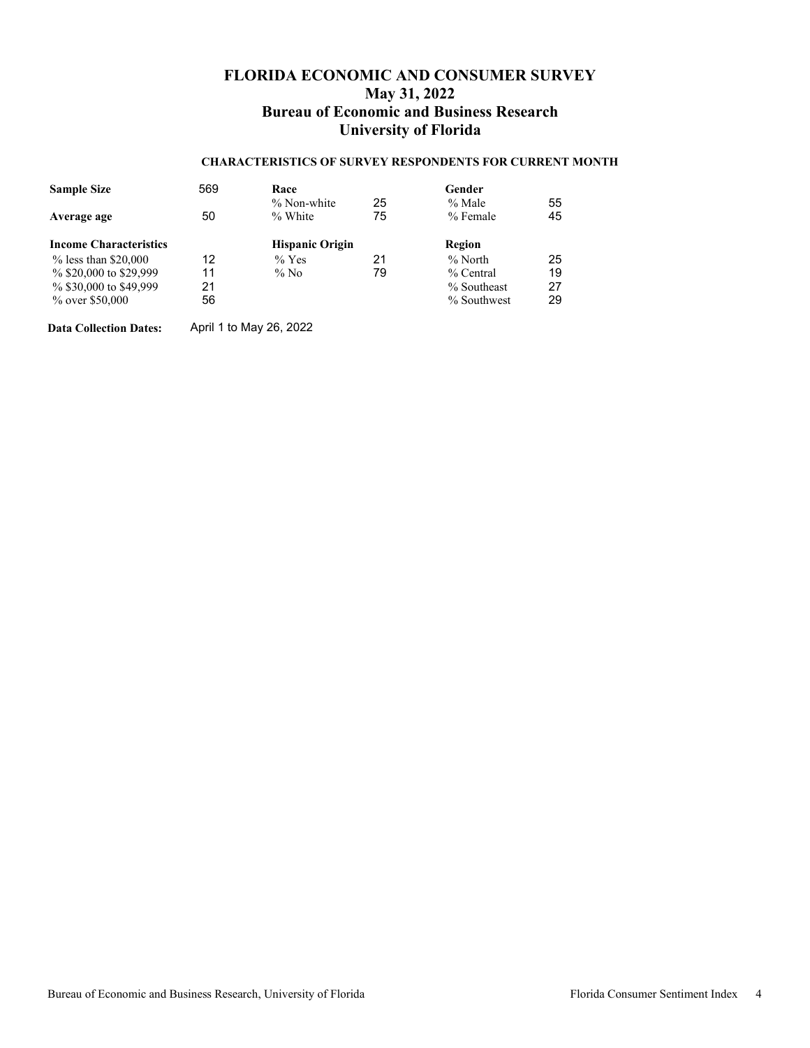# FLORIDA ECONOMIC AND CONSUMER SURVEY
## May 31, 2022
## Bureau of Economic and Business Research
## University of Florida

### CHARACTERISTICS OF SURVEY RESPONDENTS FOR CURRENT MONTH

| | | | | | |
|---|---|---|---|---|---|
| **Sample Size** | 569 | **Race** | | **Gender** | |
| | | % Non-white | 25 | % Male | 55 |
| **Average age** | 50 | % White | 75 | % Female | 45 |
| **Income Characteristics** | | **Hispanic Origin** | | **Region** | |
| % less than $20,000 | 12 | % Yes | 21 | % North | 25 |
| % $20,000 to $29,999 | 11 | % No | 79 | % Central | 19 |
| % $30,000 to $49,999 | 21 | | | % Southeast | 27 |
| % over $50,000 | 56 | | | % Southwest | 29 |

**Data Collection Dates:** April 1 to May 26, 2022